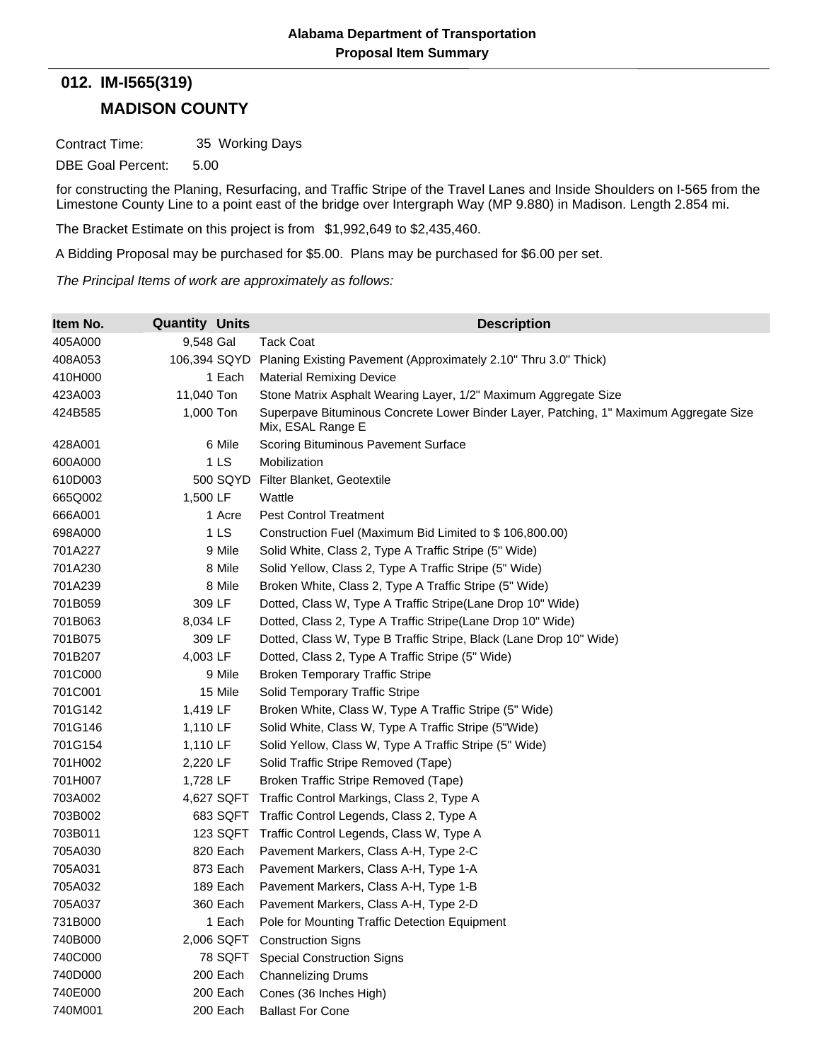Alabama Department of Transportation

Proposal Item Summary

## 012. IM-I565(319)

## MADISON COUNTY

Contract Time: 35 Working Days

DBE Goal Percent: 5.00

for constructing the Planing, Resurfacing, and Traffic Stripe of the Travel Lanes and Inside Shoulders on I-565 from the Limestone County Line to a point east of the bridge over Intergraph Way (MP 9.880) in Madison. Length 2.854 mi.

The Bracket Estimate on this project is from $1,992,649 to $2,435,460.

A Bidding Proposal may be purchased for $5.00. Plans may be purchased for $6.00 per set.

*The Principal Items of work are approximately as follows:*

| Item No. | Quantity | Units | Description |
|---|---|---|---|
| 405A000 | 9,548 | Gal | Tack Coat |
| 408A053 | 106,394 | SQYD | Planing Existing Pavement (Approximately 2.10" Thru 3.0" Thick) |
| 410H000 | 1 | Each | Material Remixing Device |
| 423A003 | 11,040 | Ton | Stone Matrix Asphalt Wearing Layer, 1/2" Maximum Aggregate Size |
| 424B585 | 1,000 | Ton | Superpave Bituminous Concrete Lower Binder Layer, Patching, 1" Maximum Aggregate Size Mix, ESAL Range E |
| 428A001 | 6 | Mile | Scoring Bituminous Pavement Surface |
| 600A000 | 1 | LS | Mobilization |
| 610D003 | 500 | SQYD | Filter Blanket, Geotextile |
| 665Q002 | 1,500 | LF | Wattle |
| 666A001 | 1 | Acre | Pest Control Treatment |
| 698A000 | 1 | LS | Construction Fuel (Maximum Bid Limited to $ 106,800.00) |
| 701A227 | 9 | Mile | Solid White, Class 2, Type A Traffic Stripe (5" Wide) |
| 701A230 | 8 | Mile | Solid Yellow, Class 2, Type A Traffic Stripe (5" Wide) |
| 701A239 | 8 | Mile | Broken White, Class 2, Type A Traffic Stripe (5" Wide) |
| 701B059 | 309 | LF | Dotted, Class W, Type A Traffic Stripe(Lane Drop 10" Wide) |
| 701B063 | 8,034 | LF | Dotted, Class 2, Type A Traffic Stripe(Lane Drop 10" Wide) |
| 701B075 | 309 | LF | Dotted, Class W, Type B Traffic Stripe, Black (Lane Drop 10" Wide) |
| 701B207 | 4,003 | LF | Dotted, Class 2, Type A Traffic Stripe (5" Wide) |
| 701C000 | 9 | Mile | Broken Temporary Traffic Stripe |
| 701C001 | 15 | Mile | Solid Temporary Traffic Stripe |
| 701G142 | 1,419 | LF | Broken White, Class W, Type A Traffic Stripe (5" Wide) |
| 701G146 | 1,110 | LF | Solid White, Class W, Type A Traffic Stripe (5"Wide) |
| 701G154 | 1,110 | LF | Solid Yellow, Class W, Type A Traffic Stripe (5" Wide) |
| 701H002 | 2,220 | LF | Solid Traffic Stripe Removed (Tape) |
| 701H007 | 1,728 | LF | Broken Traffic Stripe Removed (Tape) |
| 703A002 | 4,627 | SQFT | Traffic Control Markings, Class 2, Type A |
| 703B002 | 683 | SQFT | Traffic Control Legends, Class 2, Type A |
| 703B011 | 123 | SQFT | Traffic Control Legends, Class W, Type A |
| 705A030 | 820 | Each | Pavement Markers, Class A-H, Type 2-C |
| 705A031 | 873 | Each | Pavement Markers, Class A-H, Type 1-A |
| 705A032 | 189 | Each | Pavement Markers, Class A-H, Type 1-B |
| 705A037 | 360 | Each | Pavement Markers, Class A-H, Type 2-D |
| 731B000 | 1 | Each | Pole for Mounting Traffic Detection Equipment |
| 740B000 | 2,006 | SQFT | Construction Signs |
| 740C000 | 78 | SQFT | Special Construction Signs |
| 740D000 | 200 | Each | Channelizing Drums |
| 740E000 | 200 | Each | Cones (36 Inches High) |
| 740M001 | 200 | Each | Ballast For Cone |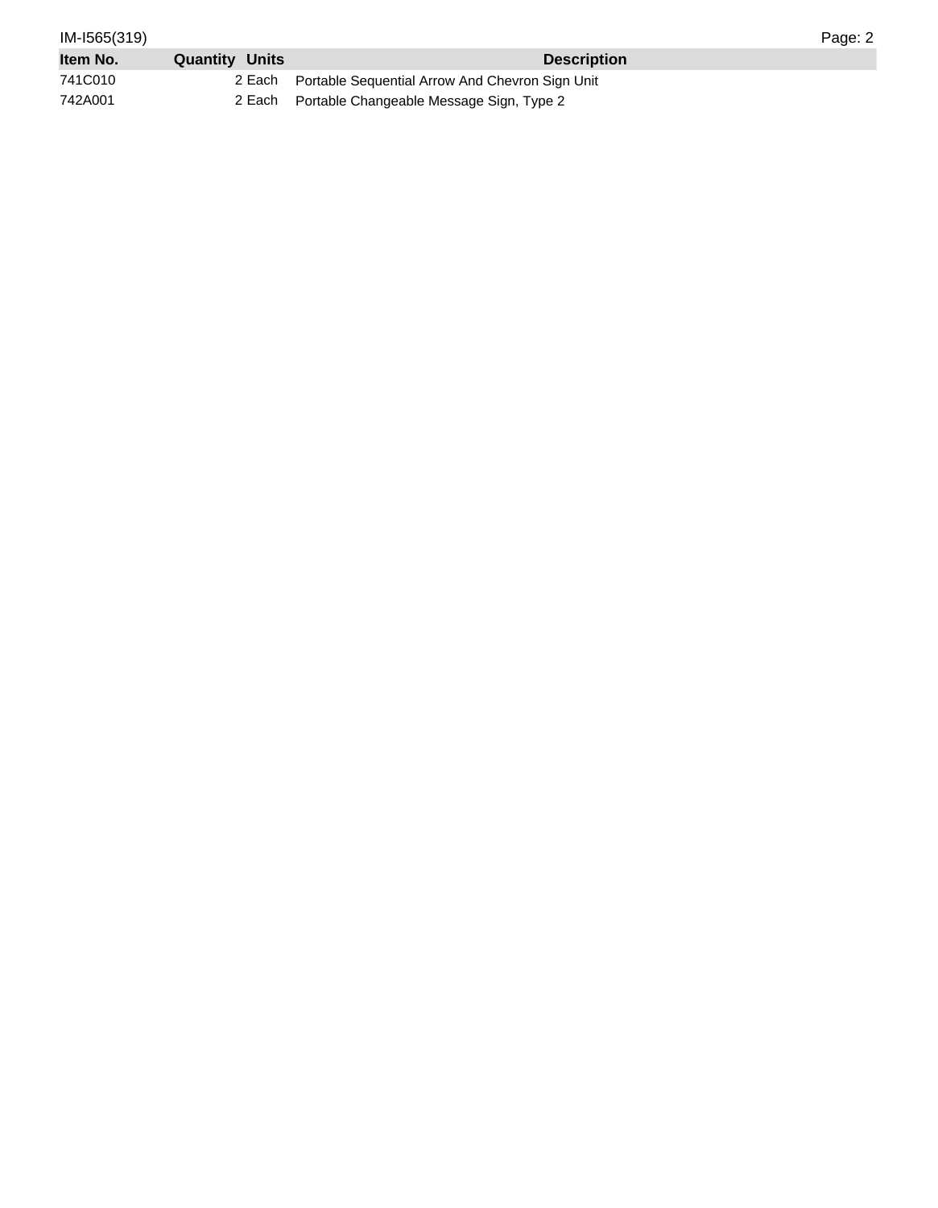| Item No. | Quantity | Units | Description |
| --- | --- | --- | --- |
| 741C010 | 2 | Each | Portable Sequential Arrow And Chevron Sign Unit |
| 742A001 | 2 | Each | Portable Changeable Message Sign, Type 2 |